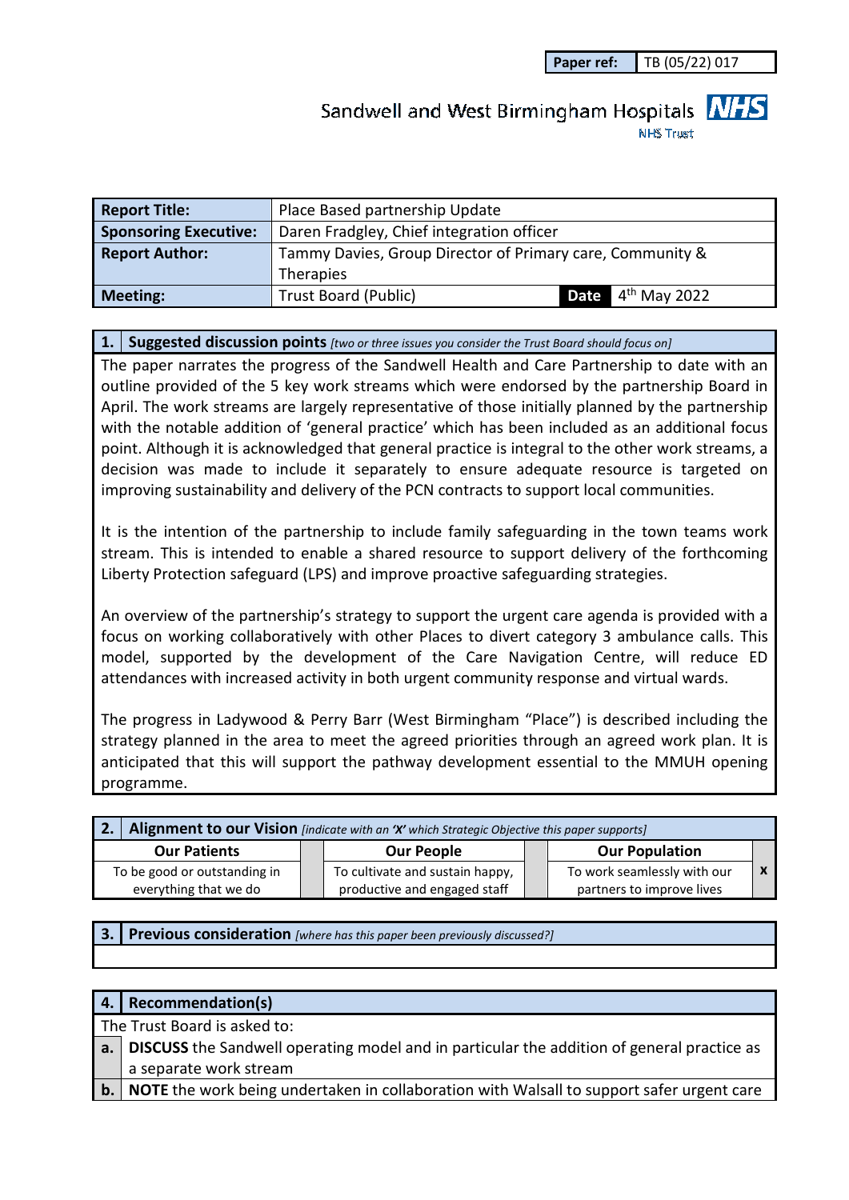| Paper ref: | TB (05/22) 017 |
|---|---|

Sandwell and West Birmingham Hospitals NHS

NHS Trust

| Report Title: | Place Based partnership Update | | |
|---|---|---|---|
| Sponsoring Executive: | Daren Fradgley, Chief integration officer | | |
| Report Author: | Tammy Davies, Group Director of Primary care, Community & Therapies | | |
| Meeting: | Trust Board (Public) | Date | 4th May 2022 |

## 1. Suggested discussion points *[two or three issues you consider the Trust Board should focus on]*

The paper narrates the progress of the Sandwell Health and Care Partnership to date with an outline provided of the 5 key work streams which were endorsed by the partnership Board in April. The work streams are largely representative of those initially planned by the partnership with the notable addition of 'general practice' which has been included as an additional focus point. Although it is acknowledged that general practice is integral to the other work streams, a decision was made to include it separately to ensure adequate resource is targeted on improving sustainability and delivery of the PCN contracts to support local communities.

It is the intention of the partnership to include family safeguarding in the town teams work stream. This is intended to enable a shared resource to support delivery of the forthcoming Liberty Protection safeguard (LPS) and improve proactive safeguarding strategies.

An overview of the partnership's strategy to support the urgent care agenda is provided with a focus on working collaboratively with other Places to divert category 3 ambulance calls. This model, supported by the development of the Care Navigation Centre, will reduce ED attendances with increased activity in both urgent community response and virtual wards.

The progress in Ladywood & Perry Barr (West Birmingham "Place") is described including the strategy planned in the area to meet the agreed priorities through an agreed work plan. It is anticipated that this will support the pathway development essential to the MMUH opening programme.

## 2. Alignment to our Vision *[indicate with an 'X' which Strategic Objective this paper supports]*

| Our Patients | | Our People | | Our Population | |
|---|---|---|---|---|---|
| To be good or outstanding in everything that we do | | To cultivate and sustain happy, productive and engaged staff | | To work seamlessly with our partners to improve lives | x |

## 3. Previous consideration *[where has this paper been previously discussed?]*

## 4. Recommendation(s)

The Trust Board is asked to:

**a.** **DISCUSS** the Sandwell operating model and in particular the addition of general practice as a separate work stream

**b.** **NOTE** the work being undertaken in collaboration with Walsall to support safer urgent care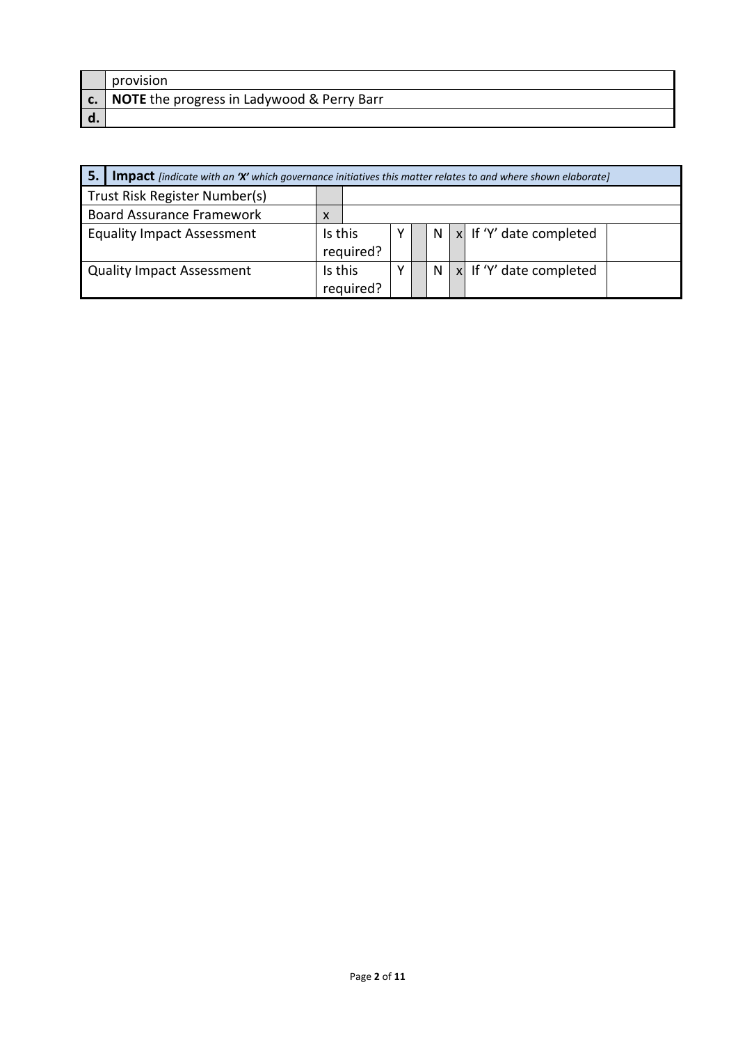| | |
|---|---|
| | provision |
| **c.** | **NOTE** the progress in Ladywood & Perry Barr |
| **d.** | |

| **5.** | **Impact** *[indicate with an 'X' which governance initiatives this matter relates to and where shown elaborate]* | | | | | | | |
|---|---|---|---|---|---|---|---|---|
| Trust Risk Register Number(s) | | | | | | | | |
| Board Assurance Framework | | x | | | | | | |
| Equality Impact Assessment | | Is this required? | Y | | N | x | If 'Y' date completed | |
| Quality Impact Assessment | | Is this required? | Y | | N | x | If 'Y' date completed | |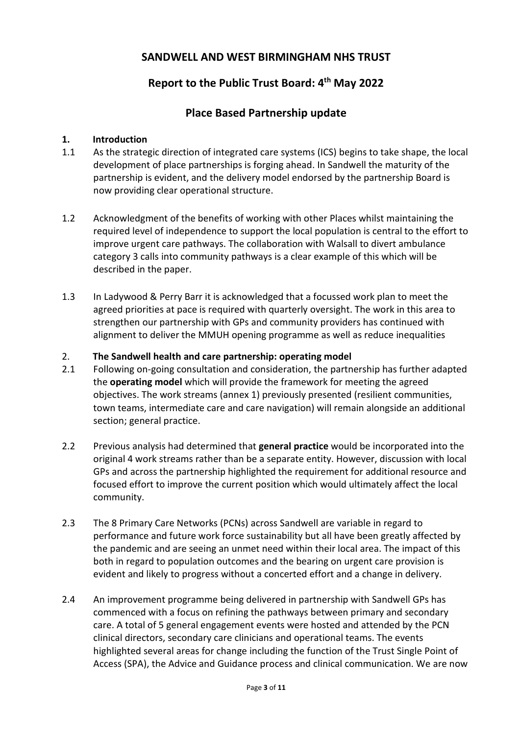# SANDWELL AND WEST BIRMINGHAM NHS TRUST

## Report to the Public Trust Board: 4th May 2022

## Place Based Partnership update

### 1. Introduction

1.1 As the strategic direction of integrated care systems (ICS) begins to take shape, the local development of place partnerships is forging ahead. In Sandwell the maturity of the partnership is evident, and the delivery model endorsed by the partnership Board is now providing clear operational structure.

1.2 Acknowledgment of the benefits of working with other Places whilst maintaining the required level of independence to support the local population is central to the effort to improve urgent care pathways. The collaboration with Walsall to divert ambulance category 3 calls into community pathways is a clear example of this which will be described in the paper.

1.3 In Ladywood & Perry Barr it is acknowledged that a focussed work plan to meet the agreed priorities at pace is required with quarterly oversight. The work in this area to strengthen our partnership with GPs and community providers has continued with alignment to deliver the MMUH opening programme as well as reduce inequalities

### 2. The Sandwell health and care partnership: operating model

2.1 Following on-going consultation and consideration, the partnership has further adapted the **operating model** which will provide the framework for meeting the agreed objectives. The work streams (annex 1) previously presented (resilient communities, town teams, intermediate care and care navigation) will remain alongside an additional section; general practice.

2.2 Previous analysis had determined that **general practice** would be incorporated into the original 4 work streams rather than be a separate entity. However, discussion with local GPs and across the partnership highlighted the requirement for additional resource and focused effort to improve the current position which would ultimately affect the local community.

2.3 The 8 Primary Care Networks (PCNs) across Sandwell are variable in regard to performance and future work force sustainability but all have been greatly affected by the pandemic and are seeing an unmet need within their local area. The impact of this both in regard to population outcomes and the bearing on urgent care provision is evident and likely to progress without a concerted effort and a change in delivery.

2.4 An improvement programme being delivered in partnership with Sandwell GPs has commenced with a focus on refining the pathways between primary and secondary care. A total of 5 general engagement events were hosted and attended by the PCN clinical directors, secondary care clinicians and operational teams. The events highlighted several areas for change including the function of the Trust Single Point of Access (SPA), the Advice and Guidance process and clinical communication. We are now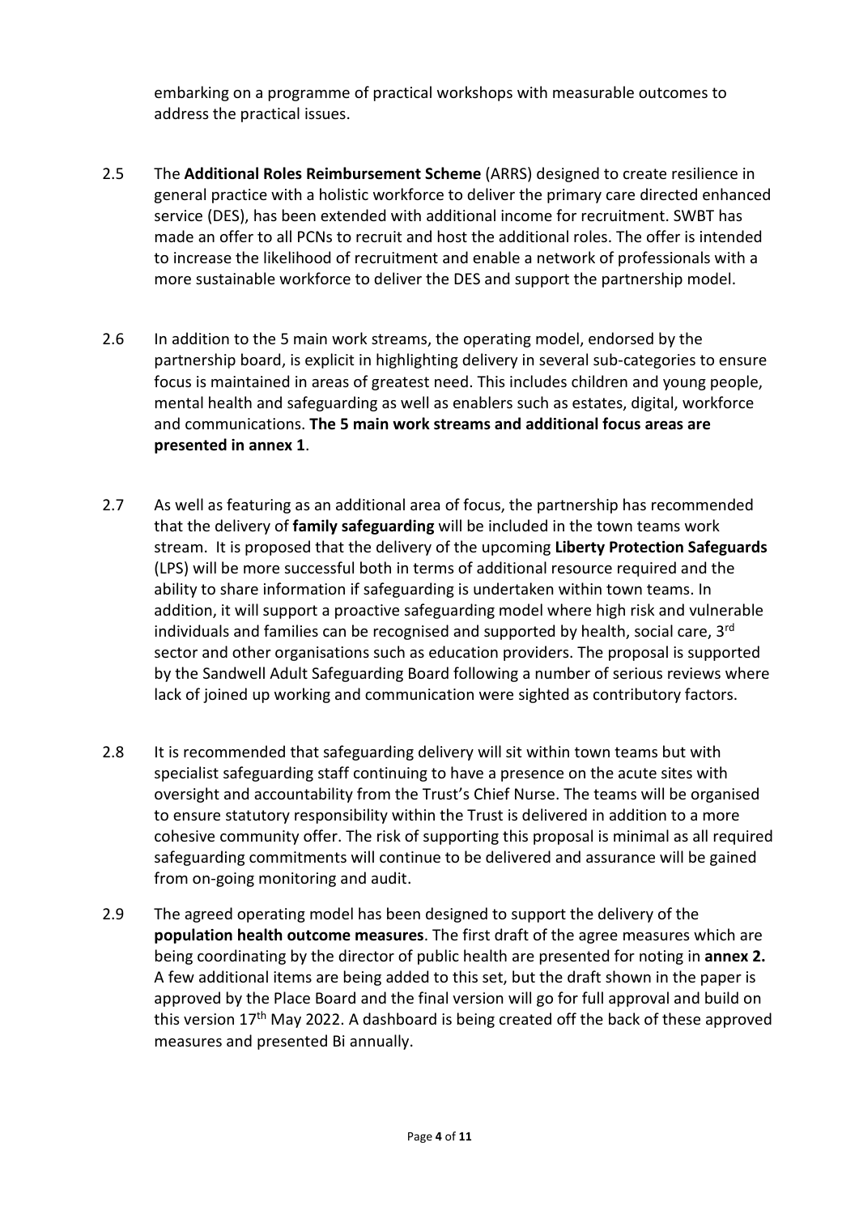embarking on a programme of practical workshops with measurable outcomes to address the practical issues.

2.5 The **Additional Roles Reimbursement Scheme** (ARRS) designed to create resilience in general practice with a holistic workforce to deliver the primary care directed enhanced service (DES), has been extended with additional income for recruitment. SWBT has made an offer to all PCNs to recruit and host the additional roles. The offer is intended to increase the likelihood of recruitment and enable a network of professionals with a more sustainable workforce to deliver the DES and support the partnership model.

2.6 In addition to the 5 main work streams, the operating model, endorsed by the partnership board, is explicit in highlighting delivery in several sub-categories to ensure focus is maintained in areas of greatest need. This includes children and young people, mental health and safeguarding as well as enablers such as estates, digital, workforce and communications. **The 5 main work streams and additional focus areas are presented in annex 1**.

2.7 As well as featuring as an additional area of focus, the partnership has recommended that the delivery of **family safeguarding** will be included in the town teams work stream. It is proposed that the delivery of the upcoming **Liberty Protection Safeguards** (LPS) will be more successful both in terms of additional resource required and the ability to share information if safeguarding is undertaken within town teams. In addition, it will support a proactive safeguarding model where high risk and vulnerable individuals and families can be recognised and supported by health, social care, 3rd sector and other organisations such as education providers. The proposal is supported by the Sandwell Adult Safeguarding Board following a number of serious reviews where lack of joined up working and communication were sighted as contributory factors.

2.8 It is recommended that safeguarding delivery will sit within town teams but with specialist safeguarding staff continuing to have a presence on the acute sites with oversight and accountability from the Trust's Chief Nurse. The teams will be organised to ensure statutory responsibility within the Trust is delivered in addition to a more cohesive community offer. The risk of supporting this proposal is minimal as all required safeguarding commitments will continue to be delivered and assurance will be gained from on-going monitoring and audit.

2.9 The agreed operating model has been designed to support the delivery of the **population health outcome measures**. The first draft of the agree measures which are being coordinating by the director of public health are presented for noting in **annex 2.** A few additional items are being added to this set, but the draft shown in the paper is approved by the Place Board and the final version will go for full approval and build on this version 17th May 2022. A dashboard is being created off the back of these approved measures and presented Bi annually.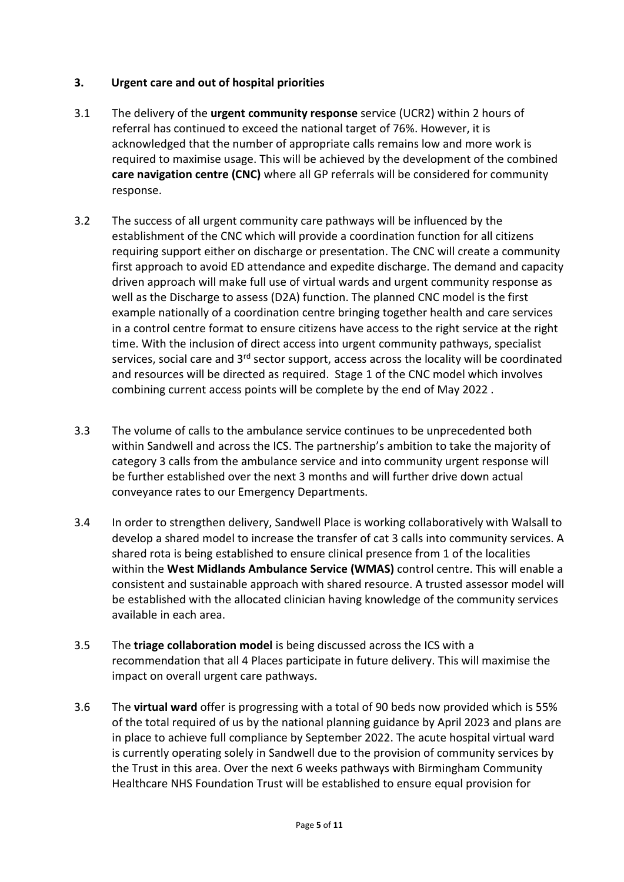## 3. Urgent care and out of hospital priorities

3.1 The delivery of the **urgent community response** service (UCR2) within 2 hours of referral has continued to exceed the national target of 76%. However, it is acknowledged that the number of appropriate calls remains low and more work is required to maximise usage. This will be achieved by the development of the combined **care navigation centre (CNC)** where all GP referrals will be considered for community response.

3.2 The success of all urgent community care pathways will be influenced by the establishment of the CNC which will provide a coordination function for all citizens requiring support either on discharge or presentation. The CNC will create a community first approach to avoid ED attendance and expedite discharge. The demand and capacity driven approach will make full use of virtual wards and urgent community response as well as the Discharge to assess (D2A) function. The planned CNC model is the first example nationally of a coordination centre bringing together health and care services in a control centre format to ensure citizens have access to the right service at the right time. With the inclusion of direct access into urgent community pathways, specialist services, social care and 3rd sector support, access across the locality will be coordinated and resources will be directed as required. Stage 1 of the CNC model which involves combining current access points will be complete by the end of May 2022 .

3.3 The volume of calls to the ambulance service continues to be unprecedented both within Sandwell and across the ICS. The partnership's ambition to take the majority of category 3 calls from the ambulance service and into community urgent response will be further established over the next 3 months and will further drive down actual conveyance rates to our Emergency Departments.

3.4 In order to strengthen delivery, Sandwell Place is working collaboratively with Walsall to develop a shared model to increase the transfer of cat 3 calls into community services. A shared rota is being established to ensure clinical presence from 1 of the localities within the **West Midlands Ambulance Service (WMAS)** control centre. This will enable a consistent and sustainable approach with shared resource. A trusted assessor model will be established with the allocated clinician having knowledge of the community services available in each area.

3.5 The **triage collaboration model** is being discussed across the ICS with a recommendation that all 4 Places participate in future delivery. This will maximise the impact on overall urgent care pathways.

3.6 The **virtual ward** offer is progressing with a total of 90 beds now provided which is 55% of the total required of us by the national planning guidance by April 2023 and plans are in place to achieve full compliance by September 2022. The acute hospital virtual ward is currently operating solely in Sandwell due to the provision of community services by the Trust in this area. Over the next 6 weeks pathways with Birmingham Community Healthcare NHS Foundation Trust will be established to ensure equal provision for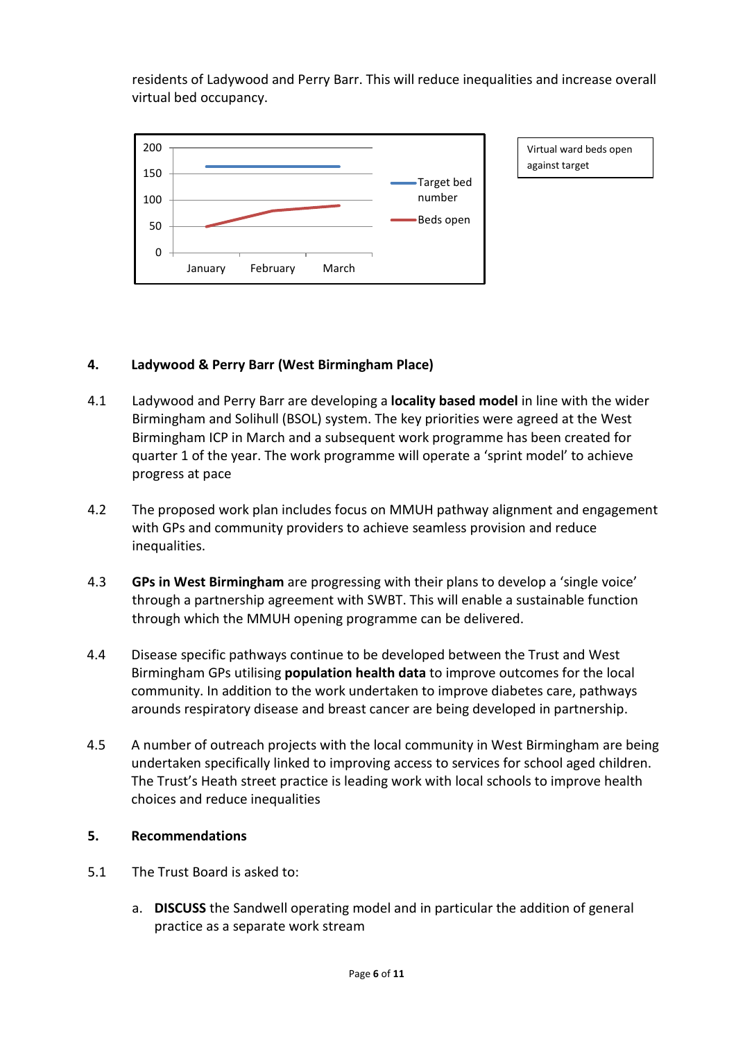residents of Ladywood and Perry Barr. This will reduce inequalities and increase overall virtual bed occupancy.

Virtual ward beds open against target

## 4. Ladywood & Perry Barr (West Birmingham Place)

4.1 Ladywood and Perry Barr are developing a **locality based model** in line with the wider Birmingham and Solihull (BSOL) system. The key priorities were agreed at the West Birmingham ICP in March and a subsequent work programme has been created for quarter 1 of the year. The work programme will operate a 'sprint model' to achieve progress at pace

4.2 The proposed work plan includes focus on MMUH pathway alignment and engagement with GPs and community providers to achieve seamless provision and reduce inequalities.

4.3 **GPs in West Birmingham** are progressing with their plans to develop a 'single voice' through a partnership agreement with SWBT. This will enable a sustainable function through which the MMUH opening programme can be delivered.

4.4 Disease specific pathways continue to be developed between the Trust and West Birmingham GPs utilising **population health data** to improve outcomes for the local community. In addition to the work undertaken to improve diabetes care, pathways arounds respiratory disease and breast cancer are being developed in partnership.

4.5 A number of outreach projects with the local community in West Birmingham are being undertaken specifically linked to improving access to services for school aged children. The Trust's Heath street practice is leading work with local schools to improve health choices and reduce inequalities

## 5. Recommendations

5.1 The Trust Board is asked to:

a. **DISCUSS** the Sandwell operating model and in particular the addition of general practice as a separate work stream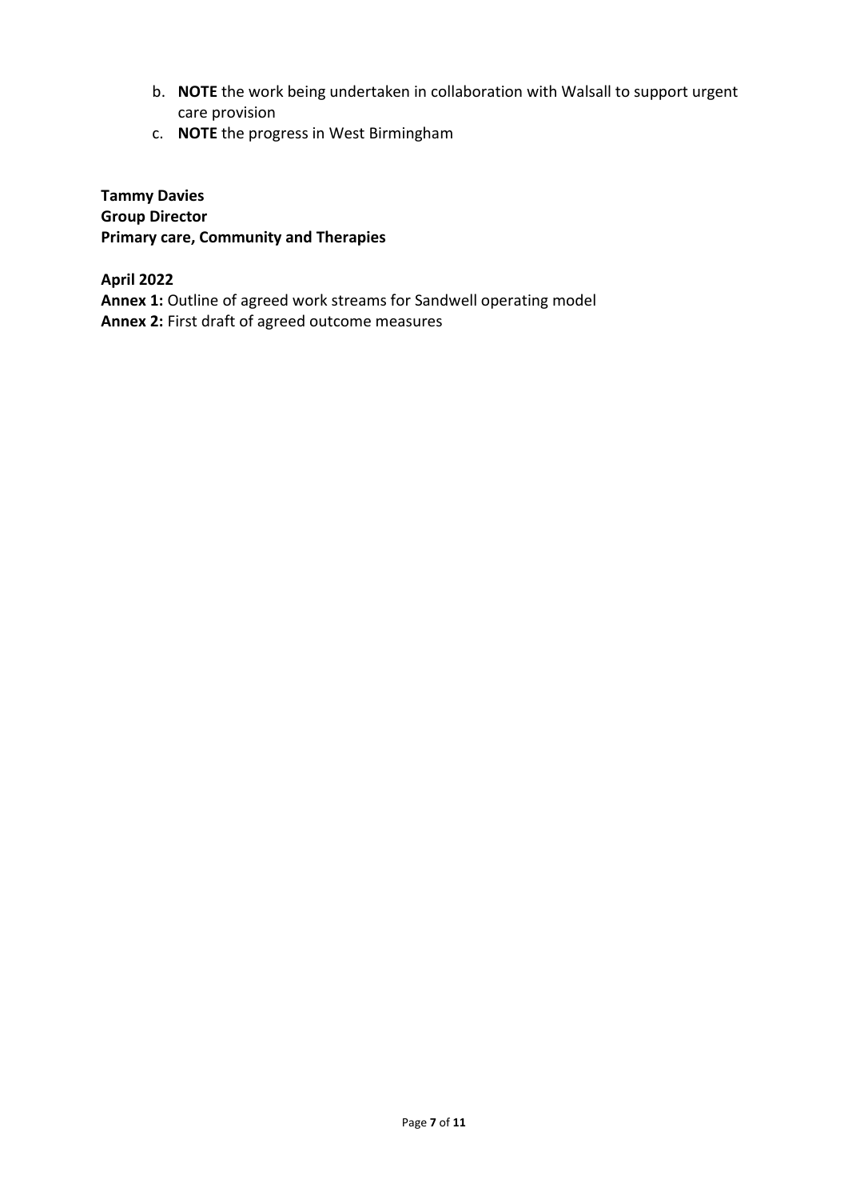b. **NOTE** the work being undertaken in collaboration with Walsall to support urgent care provision
c. **NOTE** the progress in West Birmingham

**Tammy Davies**
**Group Director**
**Primary care, Community and Therapies**

**April 2022**
**Annex 1:** Outline of agreed work streams for Sandwell operating model
**Annex 2:** First draft of agreed outcome measures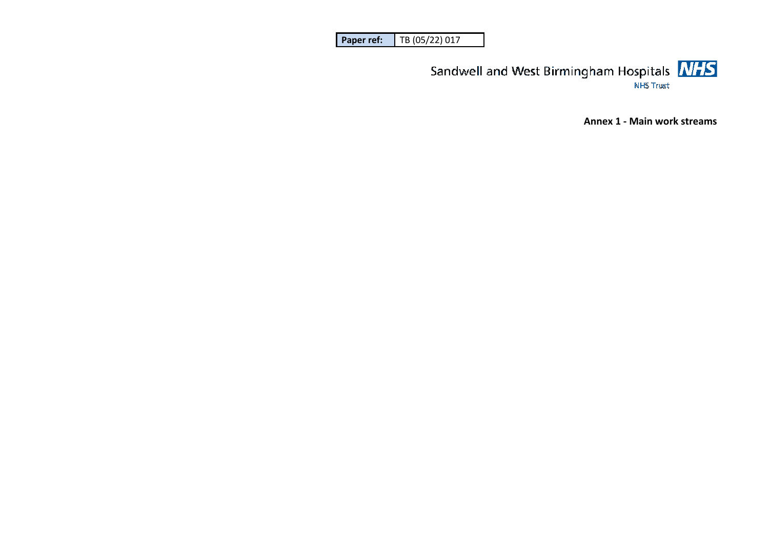| Paper ref: | TB (05/22) 017 |
|---|---|

Sandwell and West Birmingham Hospitals NHS Trust

**Annex 1 - Main work streams**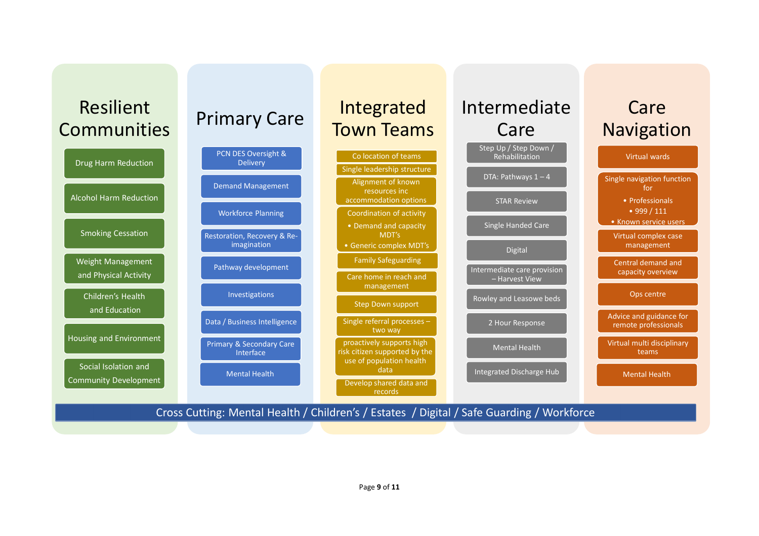## Resilient Communities

- Drug Harm Reduction
- Alcohol Harm Reduction
- Smoking Cessation
- Weight Management and Physical Activity
- Children's Health and Education
- Housing and Environment
- Social Isolation and Community Development

## Primary Care

- PCN DES Oversight & Delivery
- Demand Management
- Workforce Planning
- Restoration, Recovery & Re-imagination
- Pathway development
- Investigations
- Data / Business Intelligence
- Primary & Secondary Care Interface
- Mental Health

## Integrated Town Teams

- Co location of teams
- Single leadership structure
- Alignment of known resources inc accommodation options
- Coordination of activity
  - Demand and capacity MDT's
  - Generic complex MDT's
- Family Safeguarding
- Care home in reach and management
- Step Down support
- Single referral processes – two way
- proactively supports high risk citizen supported by the use of population health data
- Develop shared data and records

## Intermediate Care

- Step Up / Step Down / Rehabilitation
- DTA: Pathways 1 – 4
- STAR Review
- Single Handed Care
- Digital
- Intermediate care provision – Harvest View
- Rowley and Leasowe beds
- 2 Hour Response
- Mental Health
- Integrated Discharge Hub

## Care Navigation

- Virtual wards
- Single navigation function for
  - Professionals
  - 999 / 111
  - Known service users
- Virtual complex case management
- Central demand and capacity overview
- Ops centre
- Advice and guidance for remote professionals
- Virtual multi disciplinary teams
- Mental Health

**Cross Cutting: Mental Health / Children's / Estates / Digital / Safe Guarding / Workforce**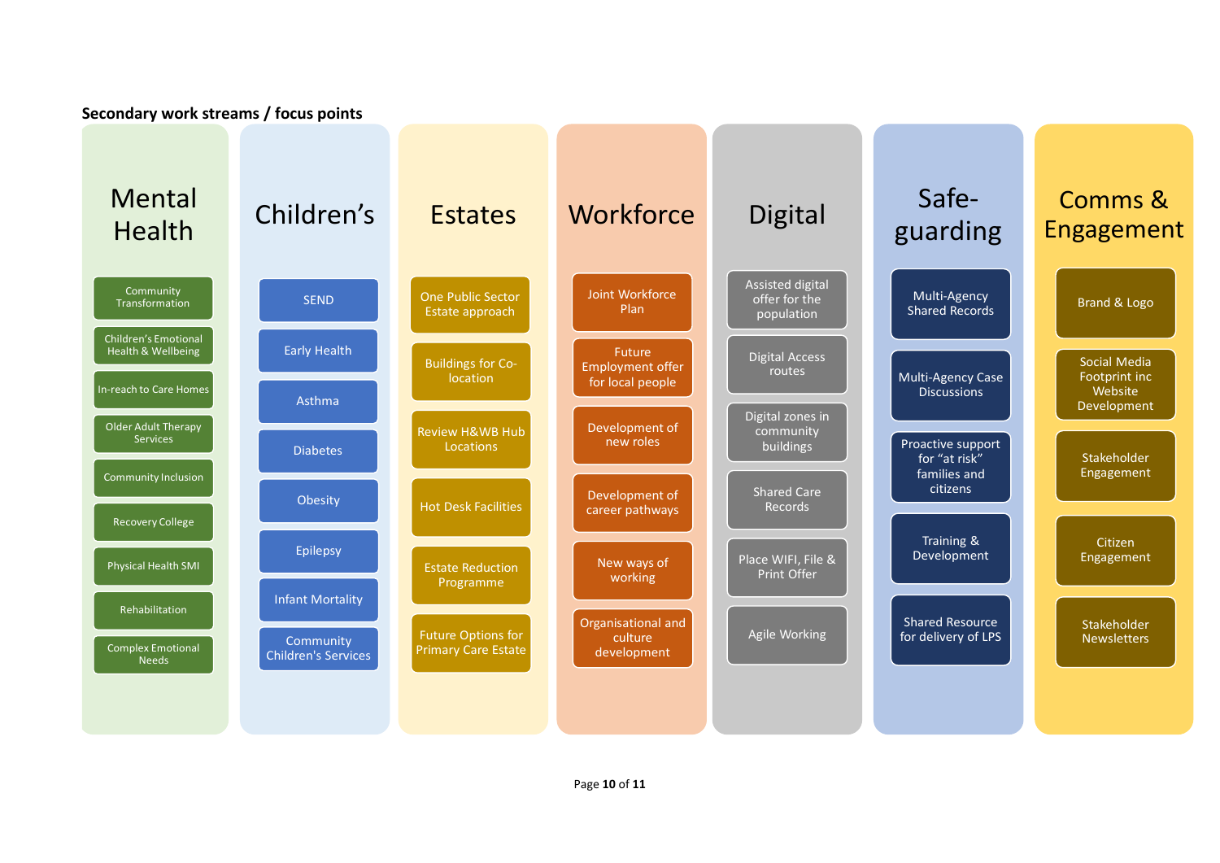**Secondary work streams / focus points**

## Mental Health

- Community Transformation
- Children's Emotional Health & Wellbeing
- In-reach to Care Homes
- Older Adult Therapy Services
- Community Inclusion
- Recovery College
- Physical Health SMI
- Rehabilitation
- Complex Emotional Needs

## Children's

- SEND
- Early Health
- Asthma
- Diabetes
- Obesity
- Epilepsy
- Infant Mortality
- Community Children's Services

## Estates

- One Public Sector Estate approach
- Buildings for Co-location
- Review H&WB Hub Locations
- Hot Desk Facilities
- Estate Reduction Programme
- Future Options for Primary Care Estate

## Workforce

- Joint Workforce Plan
- Future Employment offer for local people
- Development of new roles
- Development of career pathways
- New ways of working
- Organisational and culture development

## Digital

- Assisted digital offer for the population
- Digital Access routes
- Digital zones in community buildings
- Shared Care Records
- Place WIFI, File & Print Offer
- Agile Working

## Safe-guarding

- Multi-Agency Shared Records
- Multi-Agency Case Discussions
- Proactive support for "at risk" families and citizens
- Training & Development
- Shared Resource for delivery of LPS

## Comms & Engagement

- Brand & Logo
- Social Media Footprint inc Website Development
- Stakeholder Engagement
- Citizen Engagement
- Stakeholder Newsletters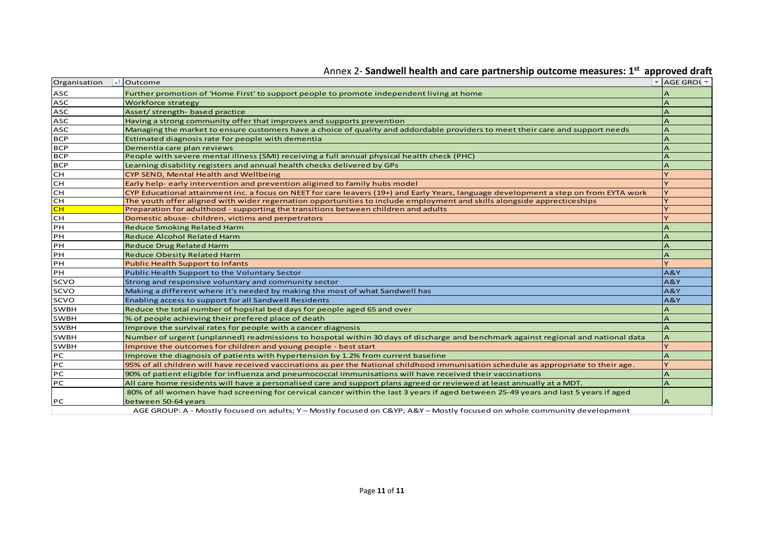Annex 2- **Sandwell health and care partnership outcome measures: 1st approved draft**

| Organisation | Outcome | AGE GROUP |
|---|---|---|
| ASC | Further promotion of 'Home First' to support people to promote independent living at home | A |
| ASC | Workforce strategy | A |
| ASC | Asset/ strength- based practice | A |
| ASC | Having a strong community offer that improves and supports prevention | A |
| ASC | Managing the market to ensure customers have a choice of quality and addordable providers to meet their care and support needs | A |
| BCP | Estimated diagnosis rate for people with dementia | A |
| BCP | Dementia care plan reviews | A |
| BCP | People with severe mental illness (SMI) receiving a full annual physical health check (PHC) | A |
| BCP | Learning disability registers and annual health checks delivered by GPs | A |
| CH | CYP SEND, Mental Health and Wellbeing | Y |
| CH | Early help- early intervention and prevention aligined to family hubs model | Y |
| CH | CYP Educational attainment inc. a focus on NEET for care leavers (19+) and Early Years, language development a step on from EYTA work | Y |
| CH | The youth offer aligned with wider regernation opportunities to include employment and skills alongside apprecticeships | Y |
| CH | Preparation for adulthood - supporting the transitions between children and adults | Y |
| CH | Domestic abuse- children, victims and perpetrators | Y |
| PH | Reduce Smoking Related Harm | A |
| PH | Reduce Alcohol Related Harm | A |
| PH | Reduce Drug Related Harm | A |
| PH | Reduce Obesity Related Harm | A |
| PH | Public Health Support to Infants | Y |
| PH | Public Health Support to the Voluntary Sector | A&Y |
| SCVO | Strong and responsive voluntary and community sector | A&Y |
| SCVO | Making a different where it's needed by making the most of what Sandwell has | A&Y |
| SCVO | Enabling access to support for all Sandwell Residents | A&Y |
| SWBH | Reduce the total number of hopsital bed days for people aged 65 and over | A |
| SWBH | % of people achieving their prefered place of death | A |
| SWBH | Improve the survival rates for people with a cancer diagnosis | A |
| SWBH | Number of urgent (unplanned) readmissions to hospotal within 30 days of discharge and benchmark against regional and national data | A |
| SWBH | Improve the outcomes for children and young people - best start | Y |
| PC | Improve the diagnosis of patients with hypertension by 1.2% from current baseline | A |
| PC | 95% of all children will have received vaccinations as per the National childhood immunisation schedule as appropriate to their age. | Y |
| PC | 90% of patient eligible for influenza and pneumococcal immunisations will have received their vaccinations | A |
| PC | All care home residents will have a personalised care and support plans agreed or reviewed at least annually at a MDT. | A |
| PC | 80% of all women have had screening for cervical cancer within the last 3 years if aged between 25-49 years and last 5 years if aged between 50-64 years | A |

AGE GROUP: A - Mostly focused on adults; Y – Mostly focused on C&YP; A&Y – Mostly focused on whole community development